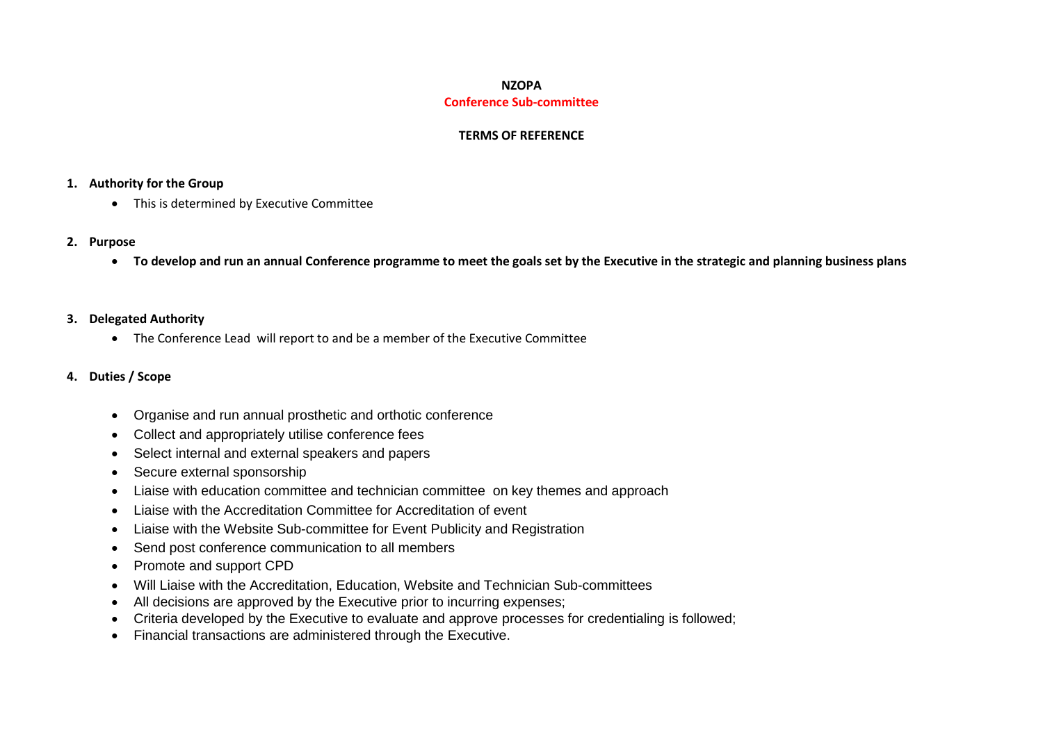# NZOPA

## Conference Sub-committee

### TERMS OF REFERENCE

1. **Authority for the Group**
   - This is determined by Executive Committee

2. **Purpose**
   - **To develop and run an annual Conference programme to meet the goals set by the Executive in the strategic and planning business plans**

3. **Delegated Authority**
   - The Conference Lead will report to and be a member of the Executive Committee

4. **Duties / Scope**
   - Organise and run annual prosthetic and orthotic conference
   - Collect and appropriately utilise conference fees
   - Select internal and external speakers and papers
   - Secure external sponsorship
   - Liaise with education committee and technician committee on key themes and approach
   - Liaise with the Accreditation Committee for Accreditation of event
   - Liaise with the Website Sub-committee for Event Publicity and Registration
   - Send post conference communication to all members
   - Promote and support CPD
   - Will Liaise with the Accreditation, Education, Website and Technician Sub-committees
   - All decisions are approved by the Executive prior to incurring expenses;
   - Criteria developed by the Executive to evaluate and approve processes for credentialing is followed;
   - Financial transactions are administered through the Executive.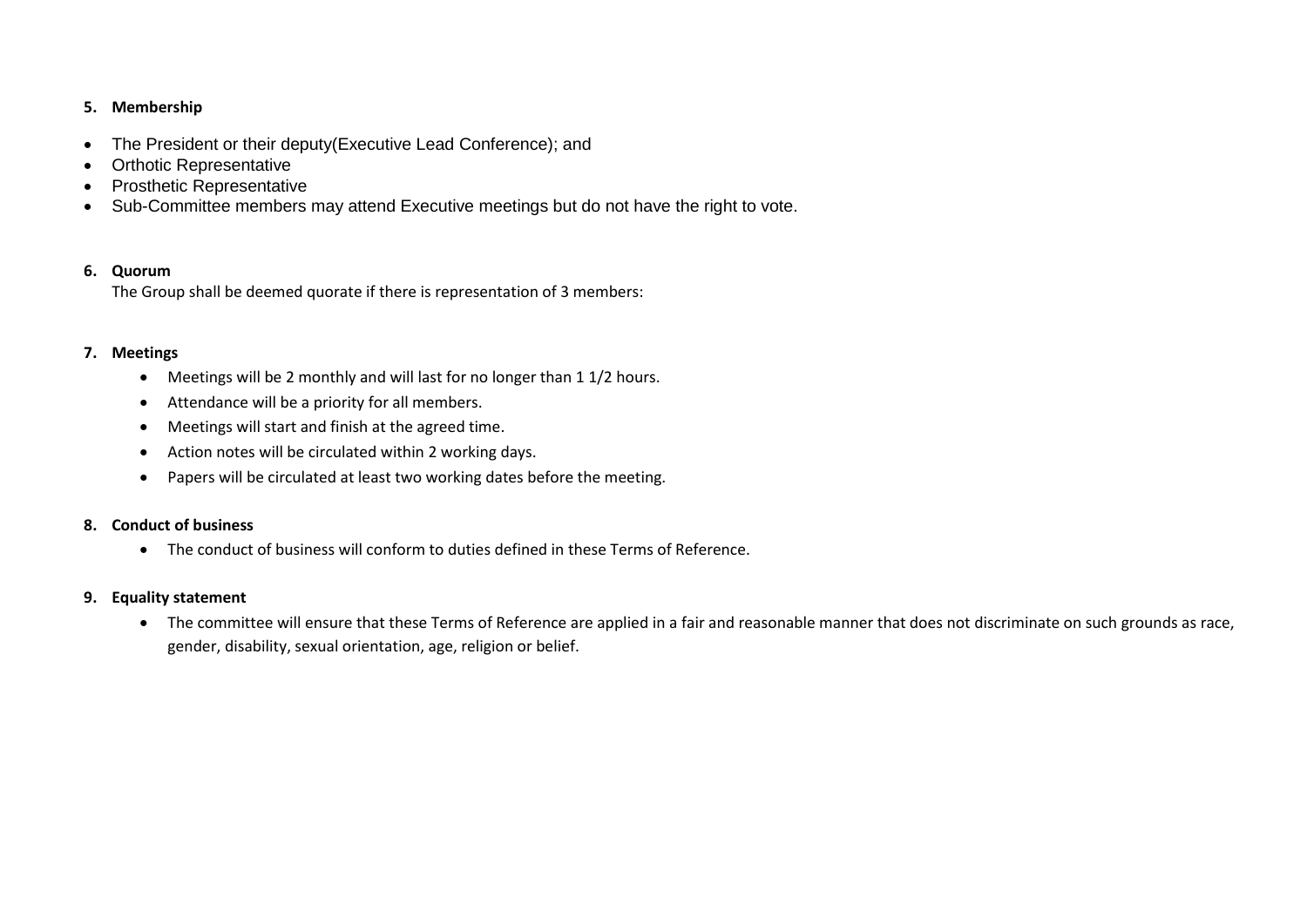5. **Membership**

- The President or their deputy(Executive Lead Conference); and
- Orthotic Representative
- Prosthetic Representative
- Sub-Committee members may attend Executive meetings but do not have the right to vote.

6. **Quorum**

The Group shall be deemed quorate if there is representation of 3 members:

7. **Meetings**

- Meetings will be 2 monthly and will last for no longer than 1 1/2 hours.
- Attendance will be a priority for all members.
- Meetings will start and finish at the agreed time.
- Action notes will be circulated within 2 working days.
- Papers will be circulated at least two working dates before the meeting.

8. **Conduct of business**

- The conduct of business will conform to duties defined in these Terms of Reference.

9. **Equality statement**

- The committee will ensure that these Terms of Reference are applied in a fair and reasonable manner that does not discriminate on such grounds as race, gender, disability, sexual orientation, age, religion or belief.